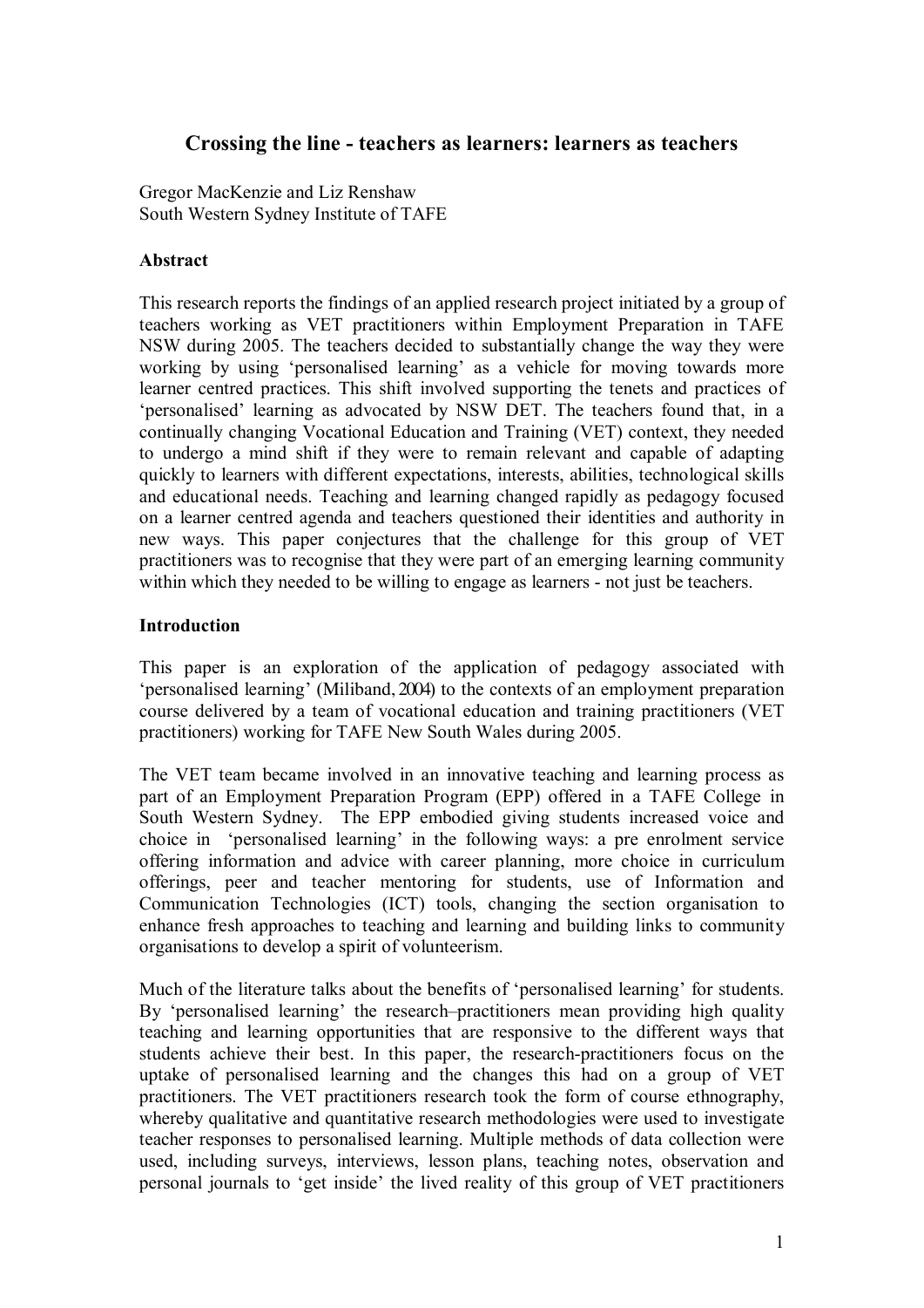# Crossing the line - teachers as learners: learners as teachers

Gregor MacKenzie and Liz Renshaw
South Western Sydney Institute of TAFE

**Abstract**

This research reports the findings of an applied research project initiated by a group of teachers working as VET practitioners within Employment Preparation in TAFE NSW during 2005. The teachers decided to substantially change the way they were working by using 'personalised learning' as a vehicle for moving towards more learner centred practices. This shift involved supporting the tenets and practices of 'personalised' learning as advocated by NSW DET. The teachers found that, in a continually changing Vocational Education and Training (VET) context, they needed to undergo a mind shift if they were to remain relevant and capable of adapting quickly to learners with different expectations, interests, abilities, technological skills and educational needs. Teaching and learning changed rapidly as pedagogy focused on a learner centred agenda and teachers questioned their identities and authority in new ways. This paper conjectures that the challenge for this group of VET practitioners was to recognise that they were part of an emerging learning community within which they needed to be willing to engage as learners - not just be teachers.

**Introduction**

This paper is an exploration of the application of pedagogy associated with 'personalised learning' (Miliband, 2004) to the contexts of an employment preparation course delivered by a team of vocational education and training practitioners (VET practitioners) working for TAFE New South Wales during 2005.

The VET team became involved in an innovative teaching and learning process as part of an Employment Preparation Program (EPP) offered in a TAFE College in South Western Sydney. The EPP embodied giving students increased voice and choice in 'personalised learning' in the following ways: a pre enrolment service offering information and advice with career planning, more choice in curriculum offerings, peer and teacher mentoring for students, use of Information and Communication Technologies (ICT) tools, changing the section organisation to enhance fresh approaches to teaching and learning and building links to community organisations to develop a spirit of volunteerism.

Much of the literature talks about the benefits of 'personalised learning' for students. By 'personalised learning' the research–practitioners mean providing high quality teaching and learning opportunities that are responsive to the different ways that students achieve their best. In this paper, the research-practitioners focus on the uptake of personalised learning and the changes this had on a group of VET practitioners. The VET practitioners research took the form of course ethnography, whereby qualitative and quantitative research methodologies were used to investigate teacher responses to personalised learning. Multiple methods of data collection were used, including surveys, interviews, lesson plans, teaching notes, observation and personal journals to 'get inside' the lived reality of this group of VET practitioners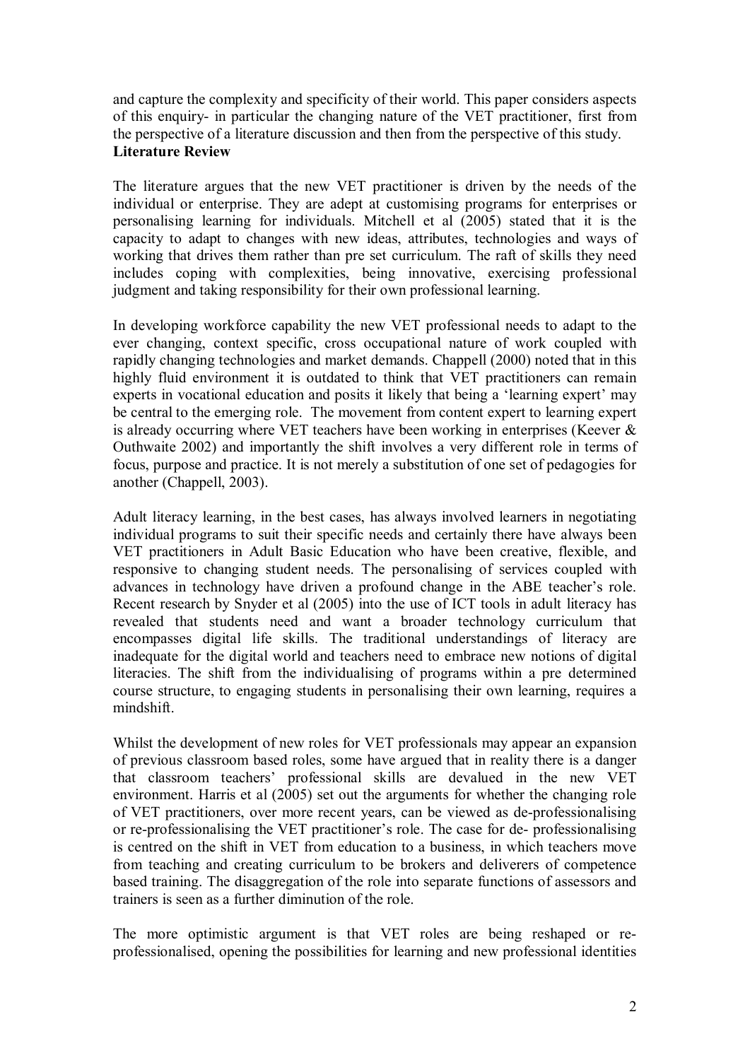and capture the complexity and specificity of their world. This paper considers aspects of this enquiry- in particular the changing nature of the VET practitioner, first from the perspective of a literature discussion and then from the perspective of this study.

## Literature Review

The literature argues that the new VET practitioner is driven by the needs of the individual or enterprise. They are adept at customising programs for enterprises or personalising learning for individuals. Mitchell et al (2005) stated that it is the capacity to adapt to changes with new ideas, attributes, technologies and ways of working that drives them rather than pre set curriculum. The raft of skills they need includes coping with complexities, being innovative, exercising professional judgment and taking responsibility for their own professional learning.

In developing workforce capability the new VET professional needs to adapt to the ever changing, context specific, cross occupational nature of work coupled with rapidly changing technologies and market demands. Chappell (2000) noted that in this highly fluid environment it is outdated to think that VET practitioners can remain experts in vocational education and posits it likely that being a 'learning expert' may be central to the emerging role. The movement from content expert to learning expert is already occurring where VET teachers have been working in enterprises (Keever & Outhwaite 2002) and importantly the shift involves a very different role in terms of focus, purpose and practice. It is not merely a substitution of one set of pedagogies for another (Chappell, 2003).

Adult literacy learning, in the best cases, has always involved learners in negotiating individual programs to suit their specific needs and certainly there have always been VET practitioners in Adult Basic Education who have been creative, flexible, and responsive to changing student needs. The personalising of services coupled with advances in technology have driven a profound change in the ABE teacher's role. Recent research by Snyder et al (2005) into the use of ICT tools in adult literacy has revealed that students need and want a broader technology curriculum that encompasses digital life skills. The traditional understandings of literacy are inadequate for the digital world and teachers need to embrace new notions of digital literacies. The shift from the individualising of programs within a pre determined course structure, to engaging students in personalising their own learning, requires a mindshift.

Whilst the development of new roles for VET professionals may appear an expansion of previous classroom based roles, some have argued that in reality there is a danger that classroom teachers' professional skills are devalued in the new VET environment. Harris et al (2005) set out the arguments for whether the changing role of VET practitioners, over more recent years, can be viewed as de-professionalising or re-professionalising the VET practitioner's role. The case for de- professionalising is centred on the shift in VET from education to a business, in which teachers move from teaching and creating curriculum to be brokers and deliverers of competence based training. The disaggregation of the role into separate functions of assessors and trainers is seen as a further diminution of the role.

The more optimistic argument is that VET roles are being reshaped or re-professionalised, opening the possibilities for learning and new professional identities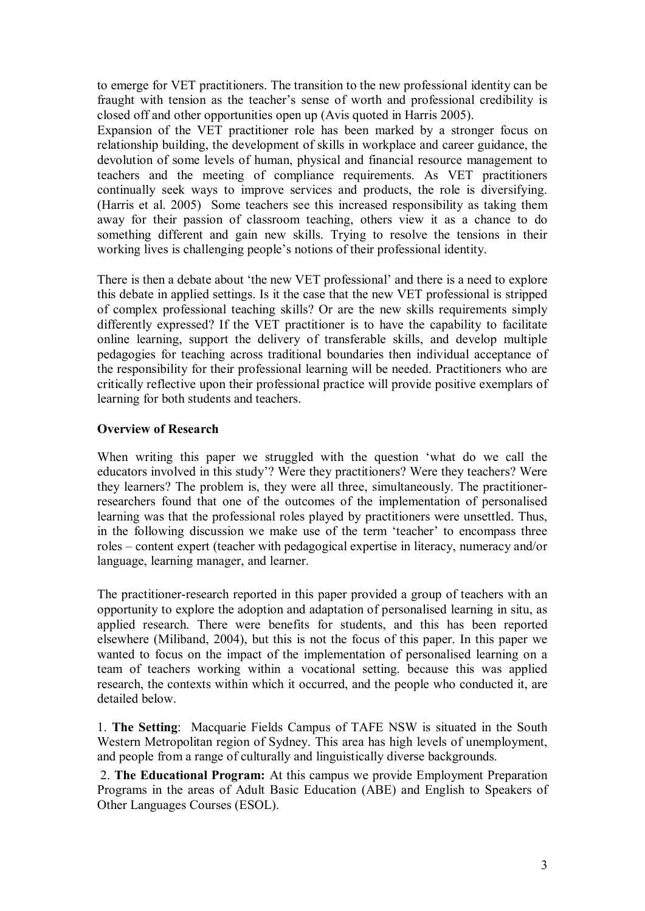to emerge for VET practitioners. The transition to the new professional identity can be fraught with tension as the teacher's sense of worth and professional credibility is closed off and other opportunities open up (Avis quoted in Harris 2005).

Expansion of the VET practitioner role has been marked by a stronger focus on relationship building, the development of skills in workplace and career guidance, the devolution of some levels of human, physical and financial resource management to teachers and the meeting of compliance requirements. As VET practitioners continually seek ways to improve services and products, the role is diversifying. (Harris et al. 2005) Some teachers see this increased responsibility as taking them away for their passion of classroom teaching, others view it as a chance to do something different and gain new skills. Trying to resolve the tensions in their working lives is challenging people's notions of their professional identity.

There is then a debate about 'the new VET professional' and there is a need to explore this debate in applied settings. Is it the case that the new VET professional is stripped of complex professional teaching skills? Or are the new skills requirements simply differently expressed? If the VET practitioner is to have the capability to facilitate online learning, support the delivery of transferable skills, and develop multiple pedagogies for teaching across traditional boundaries then individual acceptance of the responsibility for their professional learning will be needed. Practitioners who are critically reflective upon their professional practice will provide positive exemplars of learning for both students and teachers.

**Overview of Research**

When writing this paper we struggled with the question 'what do we call the educators involved in this study'? Were they practitioners? Were they teachers? Were they learners? The problem is, they were all three, simultaneously. The practitioner-researchers found that one of the outcomes of the implementation of personalised learning was that the professional roles played by practitioners were unsettled. Thus, in the following discussion we make use of the term 'teacher' to encompass three roles – content expert (teacher with pedagogical expertise in literacy, numeracy and/or language, learning manager, and learner.

The practitioner-research reported in this paper provided a group of teachers with an opportunity to explore the adoption and adaptation of personalised learning in situ, as applied research. There were benefits for students, and this has been reported elsewhere (Miliband, 2004), but this is not the focus of this paper. In this paper we wanted to focus on the impact of the implementation of personalised learning on a team of teachers working within a vocational setting. because this was applied research, the contexts within which it occurred, and the people who conducted it, are detailed below.

1. **The Setting**: Macquarie Fields Campus of TAFE NSW is situated in the South Western Metropolitan region of Sydney. This area has high levels of unemployment, and people from a range of culturally and linguistically diverse backgrounds.

2. **The Educational Program:** At this campus we provide Employment Preparation Programs in the areas of Adult Basic Education (ABE) and English to Speakers of Other Languages Courses (ESOL).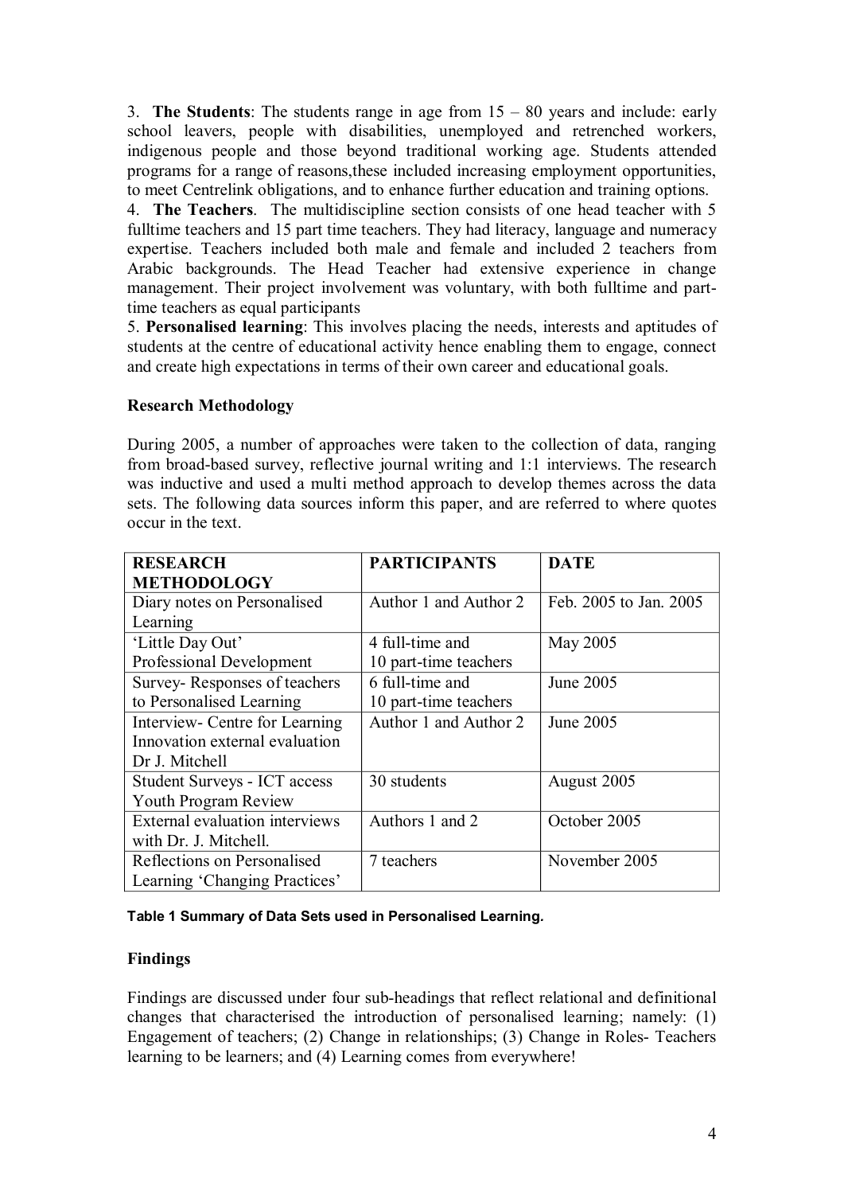3. **The Students**: The students range in age from 15 – 80 years and include: early school leavers, people with disabilities, unemployed and retrenched workers, indigenous people and those beyond traditional working age. Students attended programs for a range of reasons,these included increasing employment opportunities, to meet Centrelink obligations, and to enhance further education and training options.

4. **The Teachers**. The multidiscipline section consists of one head teacher with 5 fulltime teachers and 15 part time teachers. They had literacy, language and numeracy expertise. Teachers included both male and female and included 2 teachers from Arabic backgrounds. The Head Teacher had extensive experience in change management. Their project involvement was voluntary, with both fulltime and part-time teachers as equal participants

5. **Personalised learning**: This involves placing the needs, interests and aptitudes of students at the centre of educational activity hence enabling them to engage, connect and create high expectations in terms of their own career and educational goals.

### Research Methodology

During 2005, a number of approaches were taken to the collection of data, ranging from broad-based survey, reflective journal writing and 1:1 interviews. The research was inductive and used a multi method approach to develop themes across the data sets. The following data sources inform this paper, and are referred to where quotes occur in the text.

| RESEARCH METHODOLOGY | PARTICIPANTS | DATE |
|---|---|---|
| Diary notes on Personalised Learning | Author 1 and Author 2 | Feb. 2005 to Jan. 2005 |
| 'Little Day Out' Professional Development | 4 full-time and 10 part-time teachers | May 2005 |
| Survey- Responses of teachers to Personalised Learning | 6 full-time and 10 part-time teachers | June 2005 |
| Interview- Centre for Learning Innovation external evaluation Dr J. Mitchell | Author 1 and Author 2 | June 2005 |
| Student Surveys - ICT access Youth Program Review | 30 students | August 2005 |
| External evaluation interviews with Dr. J. Mitchell. | Authors 1 and 2 | October 2005 |
| Reflections on Personalised Learning 'Changing Practices' | 7 teachers | November 2005 |

**Table 1 Summary of Data Sets used in Personalised Learning.**

### Findings

Findings are discussed under four sub-headings that reflect relational and definitional changes that characterised the introduction of personalised learning; namely: (1) Engagement of teachers; (2) Change in relationships; (3) Change in Roles- Teachers learning to be learners; and (4) Learning comes from everywhere!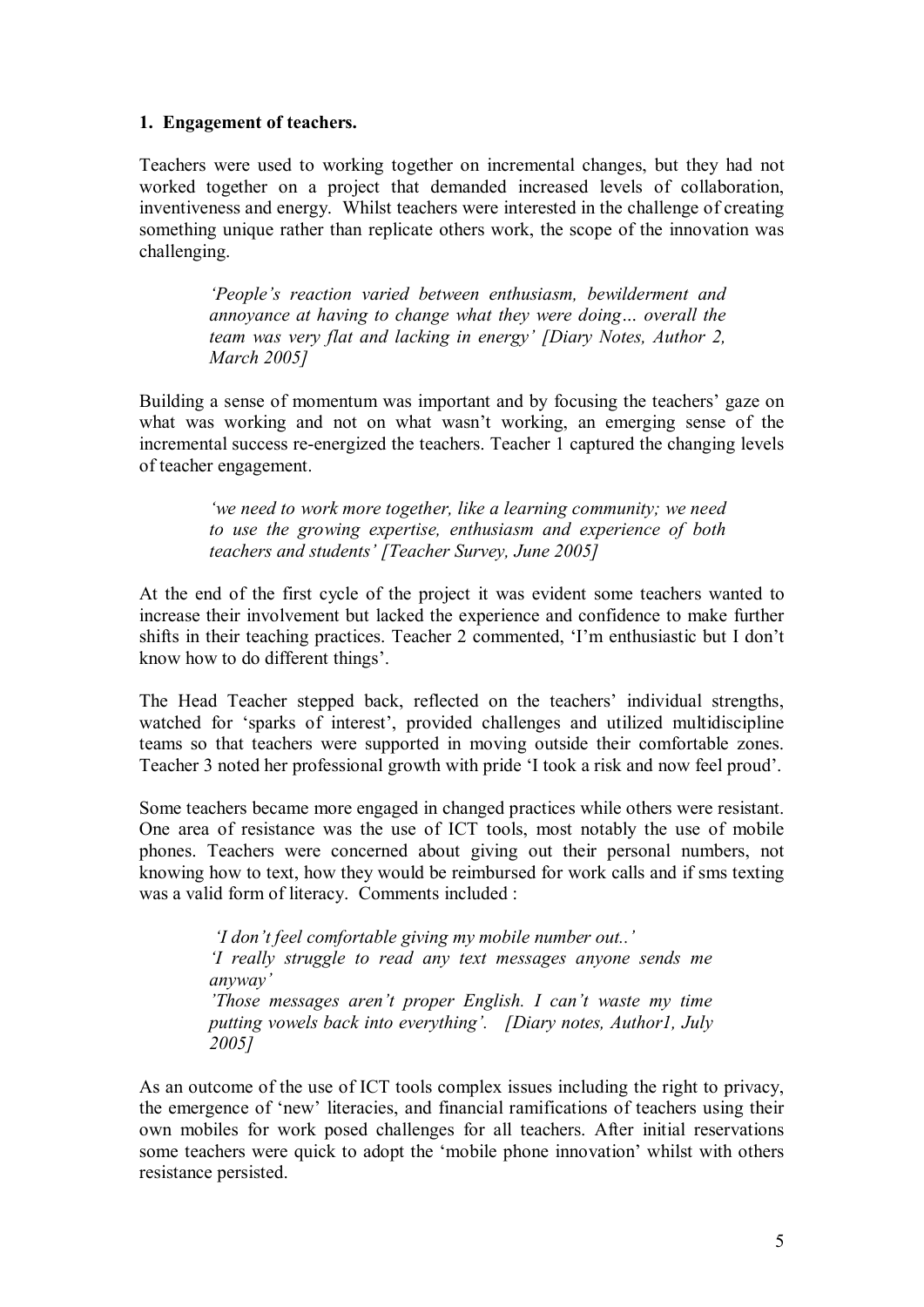### 1. Engagement of teachers.

Teachers were used to working together on incremental changes, but they had not worked together on a project that demanded increased levels of collaboration, inventiveness and energy. Whilst teachers were interested in the challenge of creating something unique rather than replicate others work, the scope of the innovation was challenging.

> *'People's reaction varied between enthusiasm, bewilderment and annoyance at having to change what they were doing… overall the team was very flat and lacking in energy' [Diary Notes, Author 2, March 2005]*

Building a sense of momentum was important and by focusing the teachers' gaze on what was working and not on what wasn't working, an emerging sense of the incremental success re-energized the teachers. Teacher 1 captured the changing levels of teacher engagement.

> *'we need to work more together, like a learning community; we need to use the growing expertise, enthusiasm and experience of both teachers and students' [Teacher Survey, June 2005]*

At the end of the first cycle of the project it was evident some teachers wanted to increase their involvement but lacked the experience and confidence to make further shifts in their teaching practices. Teacher 2 commented, 'I'm enthusiastic but I don't know how to do different things'.

The Head Teacher stepped back, reflected on the teachers' individual strengths, watched for 'sparks of interest', provided challenges and utilized multidiscipline teams so that teachers were supported in moving outside their comfortable zones. Teacher 3 noted her professional growth with pride 'I took a risk and now feel proud'.

Some teachers became more engaged in changed practices while others were resistant. One area of resistance was the use of ICT tools, most notably the use of mobile phones. Teachers were concerned about giving out their personal numbers, not knowing how to text, how they would be reimbursed for work calls and if sms texting was a valid form of literacy. Comments included :

> *'I don't feel comfortable giving my mobile number out..'*
> *'I really struggle to read any text messages anyone sends me anyway'*
> *'Those messages aren't proper English. I can't waste my time putting vowels back into everything'. [Diary notes, Author1, July 2005]*

As an outcome of the use of ICT tools complex issues including the right to privacy, the emergence of 'new' literacies, and financial ramifications of teachers using their own mobiles for work posed challenges for all teachers. After initial reservations some teachers were quick to adopt the 'mobile phone innovation' whilst with others resistance persisted.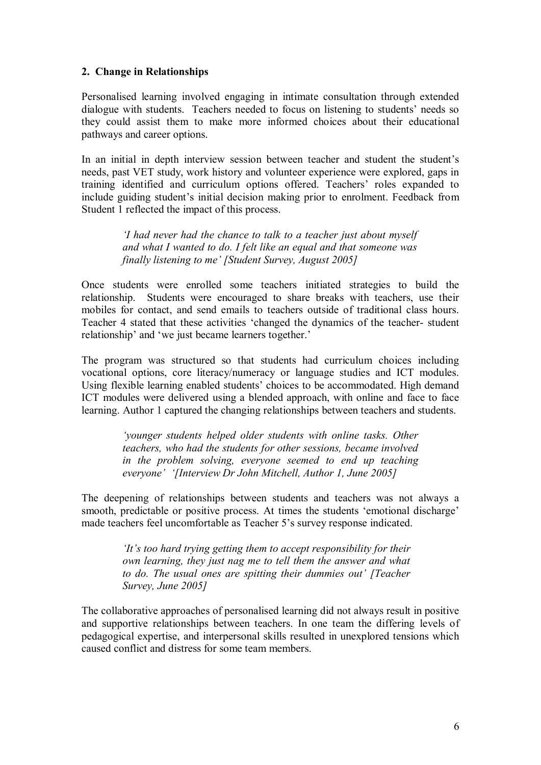## 2. Change in Relationships

Personalised learning involved engaging in intimate consultation through extended dialogue with students. Teachers needed to focus on listening to students' needs so they could assist them to make more informed choices about their educational pathways and career options.

In an initial in depth interview session between teacher and student the student's needs, past VET study, work history and volunteer experience were explored, gaps in training identified and curriculum options offered. Teachers' roles expanded to include guiding student's initial decision making prior to enrolment. Feedback from Student 1 reflected the impact of this process.

> *'I had never had the chance to talk to a teacher just about myself and what I wanted to do. I felt like an equal and that someone was finally listening to me' [Student Survey, August 2005]*

Once students were enrolled some teachers initiated strategies to build the relationship. Students were encouraged to share breaks with teachers, use their mobiles for contact, and send emails to teachers outside of traditional class hours. Teacher 4 stated that these activities 'changed the dynamics of the teacher- student relationship' and 'we just became learners together.'

The program was structured so that students had curriculum choices including vocational options, core literacy/numeracy or language studies and ICT modules. Using flexible learning enabled students' choices to be accommodated. High demand ICT modules were delivered using a blended approach, with online and face to face learning. Author 1 captured the changing relationships between teachers and students.

> *'younger students helped older students with online tasks. Other teachers, who had the students for other sessions, became involved in the problem solving, everyone seemed to end up teaching everyone' '[Interview Dr John Mitchell, Author 1, June 2005]*

The deepening of relationships between students and teachers was not always a smooth, predictable or positive process. At times the students 'emotional discharge' made teachers feel uncomfortable as Teacher 5's survey response indicated.

> *'It's too hard trying getting them to accept responsibility for their own learning, they just nag me to tell them the answer and what to do. The usual ones are spitting their dummies out' [Teacher Survey, June 2005]*

The collaborative approaches of personalised learning did not always result in positive and supportive relationships between teachers. In one team the differing levels of pedagogical expertise, and interpersonal skills resulted in unexplored tensions which caused conflict and distress for some team members.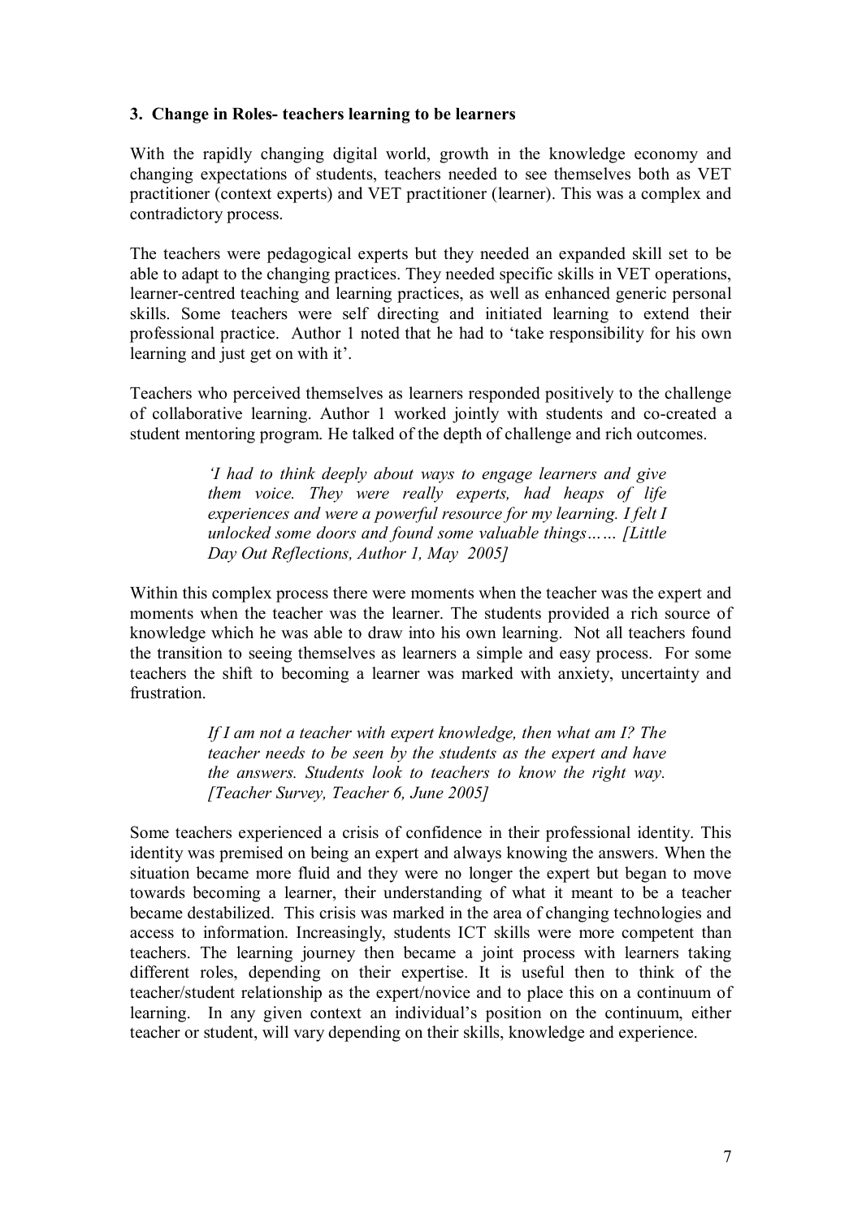### 3. Change in Roles- teachers learning to be learners

With the rapidly changing digital world, growth in the knowledge economy and changing expectations of students, teachers needed to see themselves both as VET practitioner (context experts) and VET practitioner (learner). This was a complex and contradictory process.

The teachers were pedagogical experts but they needed an expanded skill set to be able to adapt to the changing practices. They needed specific skills in VET operations, learner-centred teaching and learning practices, as well as enhanced generic personal skills. Some teachers were self directing and initiated learning to extend their professional practice. Author 1 noted that he had to 'take responsibility for his own learning and just get on with it'.

Teachers who perceived themselves as learners responded positively to the challenge of collaborative learning. Author 1 worked jointly with students and co-created a student mentoring program. He talked of the depth of challenge and rich outcomes.

> *'I had to think deeply about ways to engage learners and give them voice. They were really experts, had heaps of life experiences and were a powerful resource for my learning. I felt I unlocked some doors and found some valuable things…… [Little Day Out Reflections, Author 1, May 2005]*

Within this complex process there were moments when the teacher was the expert and moments when the teacher was the learner. The students provided a rich source of knowledge which he was able to draw into his own learning. Not all teachers found the transition to seeing themselves as learners a simple and easy process. For some teachers the shift to becoming a learner was marked with anxiety, uncertainty and frustration.

> *If I am not a teacher with expert knowledge, then what am I? The teacher needs to be seen by the students as the expert and have the answers. Students look to teachers to know the right way. [Teacher Survey, Teacher 6, June 2005]*

Some teachers experienced a crisis of confidence in their professional identity. This identity was premised on being an expert and always knowing the answers. When the situation became more fluid and they were no longer the expert but began to move towards becoming a learner, their understanding of what it meant to be a teacher became destabilized. This crisis was marked in the area of changing technologies and access to information. Increasingly, students ICT skills were more competent than teachers. The learning journey then became a joint process with learners taking different roles, depending on their expertise. It is useful then to think of the teacher/student relationship as the expert/novice and to place this on a continuum of learning. In any given context an individual's position on the continuum, either teacher or student, will vary depending on their skills, knowledge and experience.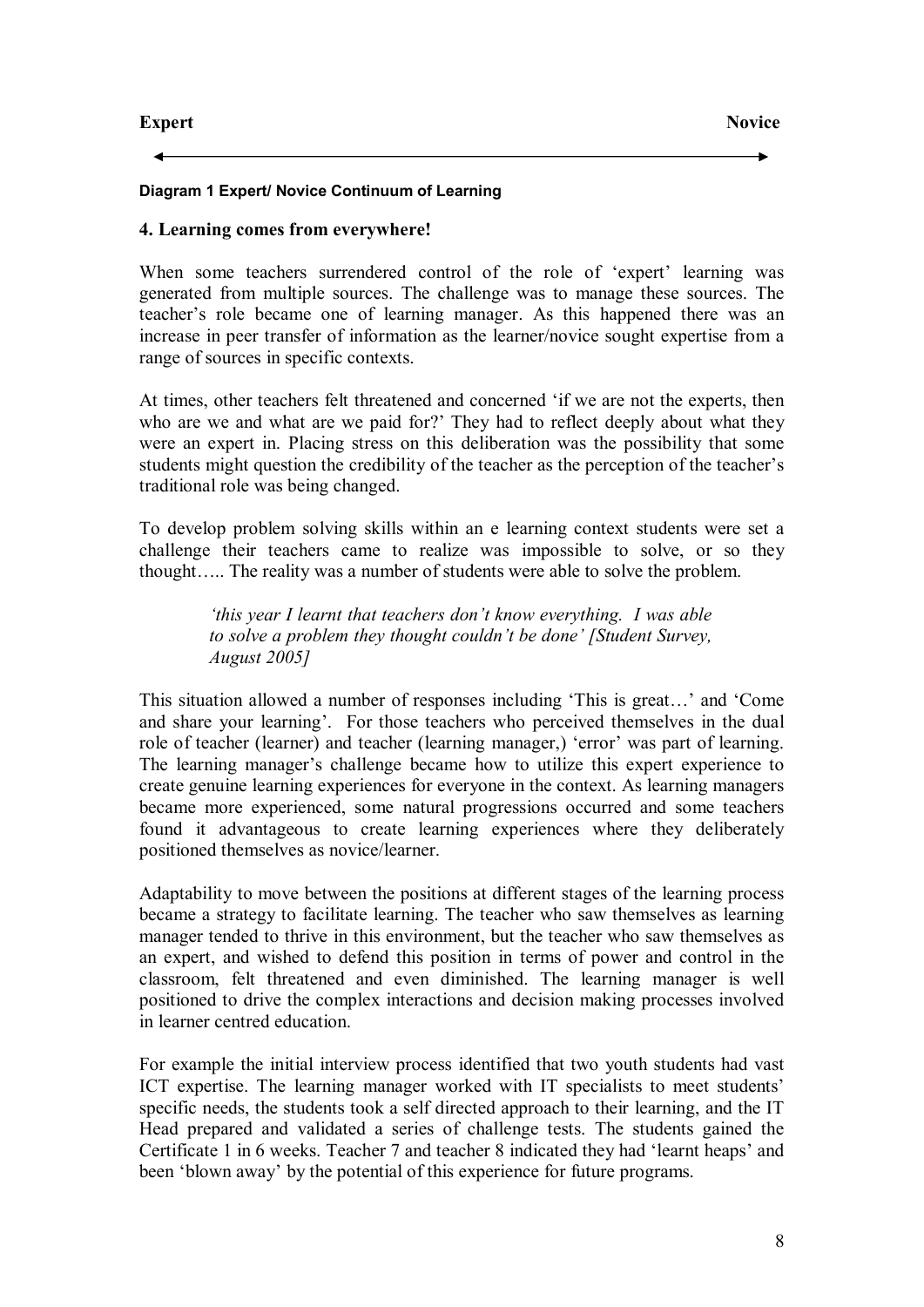**Expert** ⟵⟶ **Novice**

**Diagram 1 Expert/ Novice Continuum of Learning**

## 4. Learning comes from everywhere!

When some teachers surrendered control of the role of 'expert' learning was generated from multiple sources. The challenge was to manage these sources. The teacher's role became one of learning manager. As this happened there was an increase in peer transfer of information as the learner/novice sought expertise from a range of sources in specific contexts.

At times, other teachers felt threatened and concerned 'if we are not the experts, then who are we and what are we paid for?' They had to reflect deeply about what they were an expert in. Placing stress on this deliberation was the possibility that some students might question the credibility of the teacher as the perception of the teacher's traditional role was being changed.

To develop problem solving skills within an e learning context students were set a challenge their teachers came to realize was impossible to solve, or so they thought….. The reality was a number of students were able to solve the problem.

> *'this year I learnt that teachers don't know everything. I was able to solve a problem they thought couldn't be done' [Student Survey, August 2005]*

This situation allowed a number of responses including 'This is great…' and 'Come and share your learning'. For those teachers who perceived themselves in the dual role of teacher (learner) and teacher (learning manager,) 'error' was part of learning. The learning manager's challenge became how to utilize this expert experience to create genuine learning experiences for everyone in the context. As learning managers became more experienced, some natural progressions occurred and some teachers found it advantageous to create learning experiences where they deliberately positioned themselves as novice/learner.

Adaptability to move between the positions at different stages of the learning process became a strategy to facilitate learning. The teacher who saw themselves as learning manager tended to thrive in this environment, but the teacher who saw themselves as an expert, and wished to defend this position in terms of power and control in the classroom, felt threatened and even diminished. The learning manager is well positioned to drive the complex interactions and decision making processes involved in learner centred education.

For example the initial interview process identified that two youth students had vast ICT expertise. The learning manager worked with IT specialists to meet students' specific needs, the students took a self directed approach to their learning, and the IT Head prepared and validated a series of challenge tests. The students gained the Certificate 1 in 6 weeks. Teacher 7 and teacher 8 indicated they had 'learnt heaps' and been 'blown away' by the potential of this experience for future programs.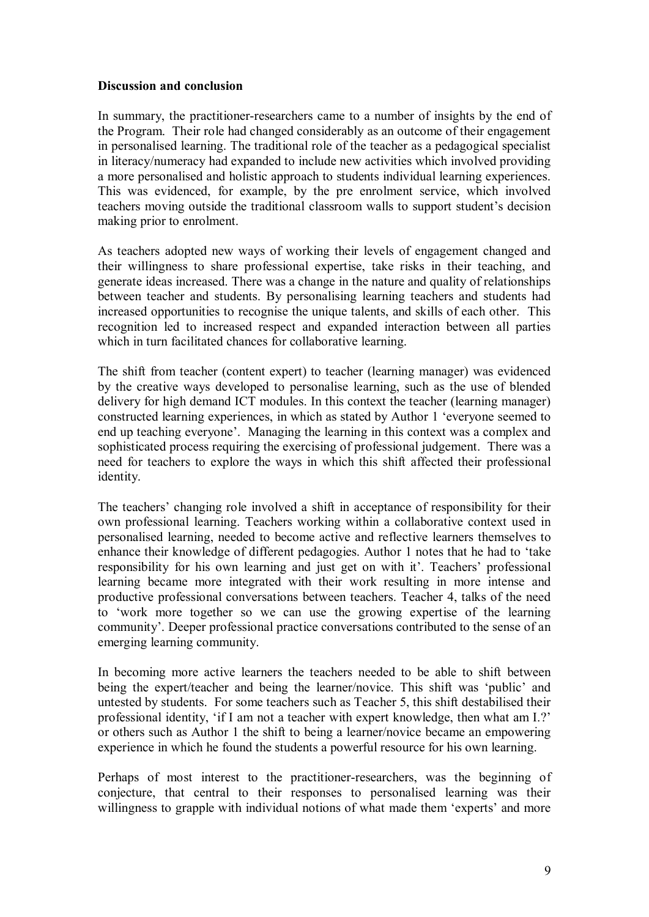**Discussion and conclusion**

In summary, the practitioner-researchers came to a number of insights by the end of the Program. Their role had changed considerably as an outcome of their engagement in personalised learning. The traditional role of the teacher as a pedagogical specialist in literacy/numeracy had expanded to include new activities which involved providing a more personalised and holistic approach to students individual learning experiences. This was evidenced, for example, by the pre enrolment service, which involved teachers moving outside the traditional classroom walls to support student's decision making prior to enrolment.

As teachers adopted new ways of working their levels of engagement changed and their willingness to share professional expertise, take risks in their teaching, and generate ideas increased. There was a change in the nature and quality of relationships between teacher and students. By personalising learning teachers and students had increased opportunities to recognise the unique talents, and skills of each other. This recognition led to increased respect and expanded interaction between all parties which in turn facilitated chances for collaborative learning.

The shift from teacher (content expert) to teacher (learning manager) was evidenced by the creative ways developed to personalise learning, such as the use of blended delivery for high demand ICT modules. In this context the teacher (learning manager) constructed learning experiences, in which as stated by Author 1 'everyone seemed to end up teaching everyone'. Managing the learning in this context was a complex and sophisticated process requiring the exercising of professional judgement. There was a need for teachers to explore the ways in which this shift affected their professional identity.

The teachers' changing role involved a shift in acceptance of responsibility for their own professional learning. Teachers working within a collaborative context used in personalised learning, needed to become active and reflective learners themselves to enhance their knowledge of different pedagogies. Author 1 notes that he had to 'take responsibility for his own learning and just get on with it'. Teachers' professional learning became more integrated with their work resulting in more intense and productive professional conversations between teachers. Teacher 4, talks of the need to 'work more together so we can use the growing expertise of the learning community'. Deeper professional practice conversations contributed to the sense of an emerging learning community.

In becoming more active learners the teachers needed to be able to shift between being the expert/teacher and being the learner/novice. This shift was 'public' and untested by students. For some teachers such as Teacher 5, this shift destabilised their professional identity, 'if I am not a teacher with expert knowledge, then what am I.?' or others such as Author 1 the shift to being a learner/novice became an empowering experience in which he found the students a powerful resource for his own learning.

Perhaps of most interest to the practitioner-researchers, was the beginning of conjecture, that central to their responses to personalised learning was their willingness to grapple with individual notions of what made them 'experts' and more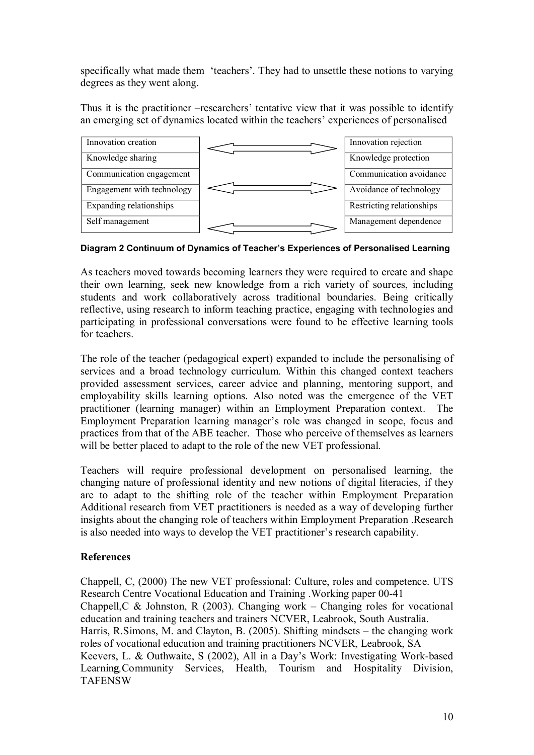specifically what made them 'teachers'. They had to unsettle these notions to varying degrees as they went along.

Thus it is the practitioner –researchers' tentative view that it was possible to identify an emerging set of dynamics located within the teachers' experiences of personalised

| | | |
|---|---|---|
| Innovation creation | ⟷ | Innovation rejection |
| Knowledge sharing | | Knowledge protection |
| Communication engagement | | Communication avoidance |
| Engagement with technology | ⟷ | Avoidance of technology |
| Expanding relationships | | Restricting relationships |
| Self management | ⟷ | Management dependence |

**Diagram 2 Continuum of Dynamics of Teacher's Experiences of Personalised Learning**

As teachers moved towards becoming learners they were required to create and shape their own learning, seek new knowledge from a rich variety of sources, including students and work collaboratively across traditional boundaries. Being critically reflective, using research to inform teaching practice, engaging with technologies and participating in professional conversations were found to be effective learning tools for teachers.

The role of the teacher (pedagogical expert) expanded to include the personalising of services and a broad technology curriculum. Within this changed context teachers provided assessment services, career advice and planning, mentoring support, and employability skills learning options. Also noted was the emergence of the VET practitioner (learning manager) within an Employment Preparation context. The Employment Preparation learning manager's role was changed in scope, focus and practices from that of the ABE teacher. Those who perceive of themselves as learners will be better placed to adapt to the role of the new VET professional.

Teachers will require professional development on personalised learning, the changing nature of professional identity and new notions of digital literacies, if they are to adapt to the shifting role of the teacher within Employment Preparation Additional research from VET practitioners is needed as a way of developing further insights about the changing role of teachers within Employment Preparation .Research is also needed into ways to develop the VET practitioner's research capability.

**References**

Chappell, C, (2000) The new VET professional: Culture, roles and competence. UTS Research Centre Vocational Education and Training .Working paper 00-41

Chappell,C & Johnston, R (2003). Changing work – Changing roles for vocational education and training teachers and trainers NCVER, Leabrook, South Australia.

Harris, R.Simons, M. and Clayton, B. (2005). Shifting mindsets – the changing work roles of vocational education and training practitioners NCVER, Leabrook, SA

Keevers, L. & Outhwaite, S (2002), All in a Day's Work: Investigating Work-based Learning,Community Services, Health, Tourism and Hospitality Division, TAFENSW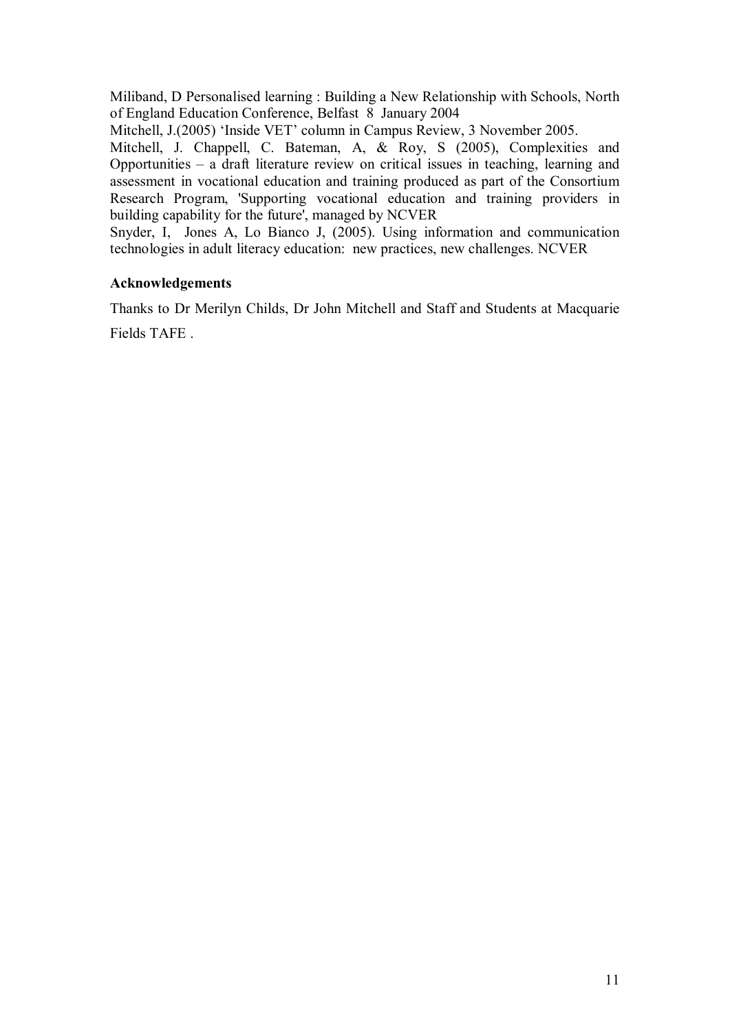Miliband, D Personalised learning : Building a New Relationship with Schools, North of England Education Conference, Belfast 8 January 2004

Mitchell, J.(2005) 'Inside VET' column in Campus Review, 3 November 2005.

Mitchell, J. Chappell, C. Bateman, A, & Roy, S (2005), Complexities and Opportunities – a draft literature review on critical issues in teaching, learning and assessment in vocational education and training produced as part of the Consortium Research Program, 'Supporting vocational education and training providers in building capability for the future', managed by NCVER

Snyder, I, Jones A, Lo Bianco J, (2005). Using information and communication technologies in adult literacy education: new practices, new challenges. NCVER

**Acknowledgements**

Thanks to Dr Merilyn Childs, Dr John Mitchell and Staff and Students at Macquarie Fields TAFE .